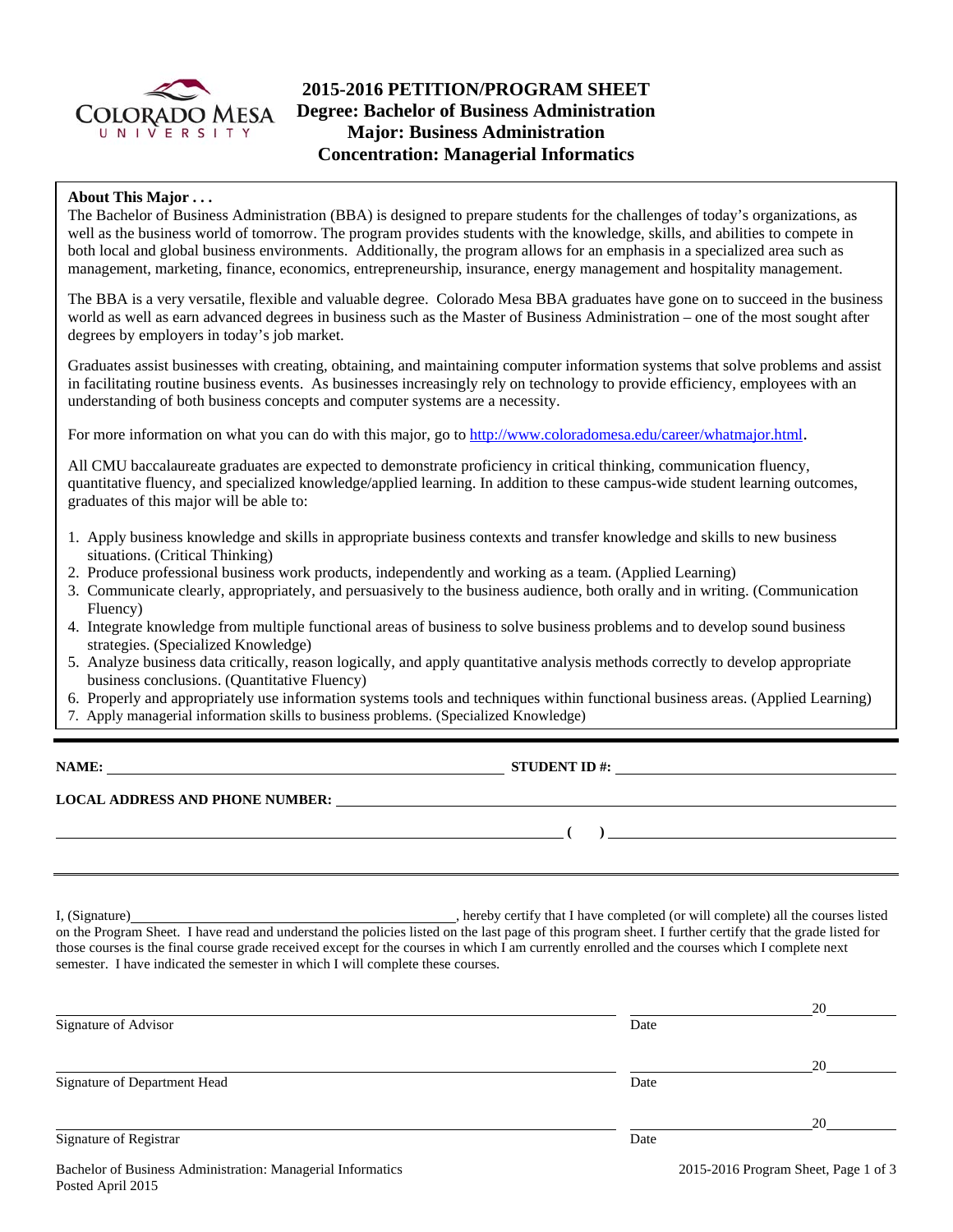# 2015-2016 PETITION/PROGRAM SHEET
## Degree: Bachelor of Business Administration
## Major: Business Administration
## Concentration: Managerial Informatics

**About This Major . . .**

The Bachelor of Business Administration (BBA) is designed to prepare students for the challenges of today's organizations, as well as the business world of tomorrow. The program provides students with the knowledge, skills, and abilities to compete in both local and global business environments. Additionally, the program allows for an emphasis in a specialized area such as management, marketing, finance, economics, entrepreneurship, insurance, energy management and hospitality management.

The BBA is a very versatile, flexible and valuable degree. Colorado Mesa BBA graduates have gone on to succeed in the business world as well as earn advanced degrees in business such as the Master of Business Administration – one of the most sought after degrees by employers in today's job market.

Graduates assist businesses with creating, obtaining, and maintaining computer information systems that solve problems and assist in facilitating routine business events. As businesses increasingly rely on technology to provide efficiency, employees with an understanding of both business concepts and computer systems are a necessity.

For more information on what you can do with this major, go to http://www.coloradomesa.edu/career/whatmajor.html.

All CMU baccalaureate graduates are expected to demonstrate proficiency in critical thinking, communication fluency, quantitative fluency, and specialized knowledge/applied learning. In addition to these campus-wide student learning outcomes, graduates of this major will be able to:

1. Apply business knowledge and skills in appropriate business contexts and transfer knowledge and skills to new business situations. (Critical Thinking)
2. Produce professional business work products, independently and working as a team. (Applied Learning)
3. Communicate clearly, appropriately, and persuasively to the business audience, both orally and in writing. (Communication Fluency)
4. Integrate knowledge from multiple functional areas of business to solve business problems and to develop sound business strategies. (Specialized Knowledge)
5. Analyze business data critically, reason logically, and apply quantitative analysis methods correctly to develop appropriate business conclusions. (Quantitative Fluency)
6. Properly and appropriately use information systems tools and techniques within functional business areas. (Applied Learning)
7. Apply managerial information skills to business problems. (Specialized Knowledge)

**NAME:** ______________________________ **STUDENT ID #:** ______________________

**LOCAL ADDRESS AND PHONE NUMBER:** ______________________________

______________________________ ( ) ______________________

I, (Signature)______________________________, hereby certify that I have completed (or will complete) all the courses listed on the Program Sheet. I have read and understand the policies listed on the last page of this program sheet. I further certify that the grade listed for those courses is the final course grade received except for the courses in which I am currently enrolled and the courses which I complete next semester. I have indicated the semester in which I will complete these courses.

______________________________ ____________20______
Signature of Advisor Date

______________________________ ____________20______
Signature of Department Head Date

______________________________ ____________20______
Signature of Registrar Date

Bachelor of Business Administration: Managerial Informatics
Posted April 2015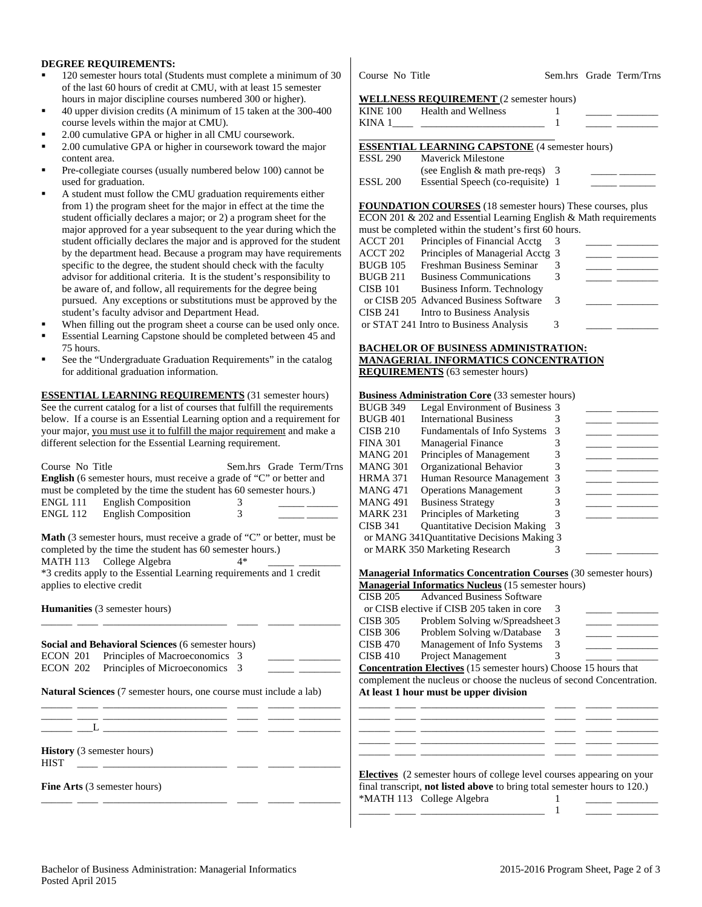**DEGREE REQUIREMENTS:**

- 120 semester hours total (Students must complete a minimum of 30 of the last 60 hours of credit at CMU, with at least 15 semester hours in major discipline courses numbered 300 or higher).
- 40 upper division credits (A minimum of 15 taken at the 300-400 course levels within the major at CMU).
- 2.00 cumulative GPA or higher in all CMU coursework.
- 2.00 cumulative GPA or higher in coursework toward the major content area.
- Pre-collegiate courses (usually numbered below 100) cannot be used for graduation.
- A student must follow the CMU graduation requirements either from 1) the program sheet for the major in effect at the time the student officially declares a major; or 2) a program sheet for the major approved for a year subsequent to the year during which the student officially declares the major and is approved for the student by the department head. Because a program may have requirements specific to the degree, the student should check with the faculty advisor for additional criteria. It is the student's responsibility to be aware of, and follow, all requirements for the degree being pursued. Any exceptions or substitutions must be approved by the student's faculty advisor and Department Head.
- When filling out the program sheet a course can be used only once.
- Essential Learning Capstone should be completed between 45 and 75 hours.
- See the "Undergraduate Graduation Requirements" in the catalog for additional graduation information.

**ESSENTIAL LEARNING REQUIREMENTS** (31 semester hours) See the current catalog for a list of courses that fulfill the requirements below. If a course is an Essential Learning option and a requirement for your major, you must use it to fulfill the major requirement and make a different selection for the Essential Learning requirement.

| Course No | Title | Sem.hrs | Grade | Term/Trns |
|---|---|---|---|---|
| **English** (6 semester hours, must receive a grade of "C" or better and must be completed by the time the student has 60 semester hours.) | | | | |
| ENGL 111 | English Composition | 3 | | |
| ENGL 112 | English Composition | 3 | | |
| **Math** (3 semester hours, must receive a grade of "C" or better, must be completed by the time the student has 60 semester hours.) | | | | |
| MATH 113 | College Algebra | 4* | | |

*3 credits apply to the Essential Learning requirements and 1 credit applies to elective credit

**Humanities** (3 semester hours)

| | | | | |
|---|---|---|---|---|
| | | | | |

**Social and Behavioral Sciences** (6 semester hours)

| Course No | Title | Sem.hrs | Grade | Term/Trns |
|---|---|---|---|---|
| ECON 201 | Principles of Macroeconomics | 3 | | |
| ECON 202 | Principles of Microeconomics | 3 | | |

**Natural Sciences** (7 semester hours, one course must include a lab)

| | | | | |
|---|---|---|---|---|
| | | | | |
| | | | | |
| ___L | | | | |

**History** (3 semester hours)

| | | | | |
|---|---|---|---|---|
| HIST | | | | |

**Fine Arts** (3 semester hours)

| | | | | |
|---|---|---|---|---|
| | | | | |

| Course No | Title | Sem.hrs | Grade | Term/Trns |
|---|---|---|---|---|
| **WELLNESS REQUIREMENT** (2 semester hours) | | | | |
| KINE 100 | Health and Wellness | 1 | | |
| KINA 1____ | | 1 | | |
| **ESSENTIAL LEARNING CAPSTONE** (4 semester hours) | | | | |
| ESSL 290 | Maverick Milestone (see English & math pre-reqs) | 3 | | |
| ESSL 200 | Essential Speech (co-requisite) | 1 | | |

**FOUNDATION COURSES** (18 semester hours) These courses, plus ECON 201 & 202 and Essential Learning English & Math requirements must be completed within the student's first 60 hours.

| Course No | Title | Sem.hrs | Grade | Term/Trns |
|---|---|---|---|---|
| ACCT 201 | Principles of Financial Acctg | 3 | | |
| ACCT 202 | Principles of Managerial Acctg | 3 | | |
| BUGB 105 | Freshman Business Seminar | 3 | | |
| BUGB 211 | Business Communications | 3 | | |
| CISB 101 or CISB 205 | Business Inform. Technology or Advanced Business Software | 3 | | |
| CISB 241 or STAT 241 | Intro to Business Analysis or Intro to Business Analysis | 3 | | |

**BACHELOR OF BUSINESS ADMINISTRATION: MANAGERIAL INFORMATICS CONCENTRATION REQUIREMENTS** (63 semester hours)

**Business Administration Core** (33 semester hours)

| Course No | Title | Sem.hrs | Grade | Term/Trns |
|---|---|---|---|---|
| BUGB 349 | Legal Environment of Business | 3 | | |
| BUGB 401 | International Business | 3 | | |
| CISB 210 | Fundamentals of Info Systems | 3 | | |
| FINA 301 | Managerial Finance | 3 | | |
| MANG 201 | Principles of Management | 3 | | |
| MANG 301 | Organizational Behavior | 3 | | |
| HRMA 371 | Human Resource Management | 3 | | |
| MANG 471 | Operations Management | 3 | | |
| MANG 491 | Business Strategy | 3 | | |
| MARK 231 | Principles of Marketing | 3 | | |
| CISB 341 or MANG 341 or MARK 350 | Quantitative Decision Making or Quantitative Decisions Making or Marketing Research | 3 | | |

**Managerial Informatics Concentration Courses** (30 semester hours)

**Managerial Informatics Nucleus** (15 semester hours)

| Course No | Title | Sem.hrs | Grade | Term/Trns |
|---|---|---|---|---|
| CISB 205 | Advanced Business Software or CISB elective if CISB 205 taken in core | 3 | | |
| CISB 305 | Problem Solving w/Spreadsheet | 3 | | |
| CISB 306 | Problem Solving w/Database | 3 | | |
| CISB 470 | Management of Info Systems | 3 | | |
| CISB 410 | Project Management | 3 | | |

**Concentration Electives** (15 semester hours) Choose 15 hours that complement the nucleus or choose the nucleus of second Concentration. **At least 1 hour must be upper division**

| | | | | |
|---|---|---|---|---|
| | | | | |
| | | | | |
| | | | | |
| | | | | |
| | | | | |

**Electives** (2 semester hours of college level courses appearing on your final transcript, **not listed above** to bring total semester hours to 120.)

| Course No | Title | Sem.hrs | Grade | Term/Trns |
|---|---|---|---|---|
| *MATH 113 | College Algebra | 1 | | |
| | | 1 | | |

Bachelor of Business Administration: Managerial Informatics
Posted April 2015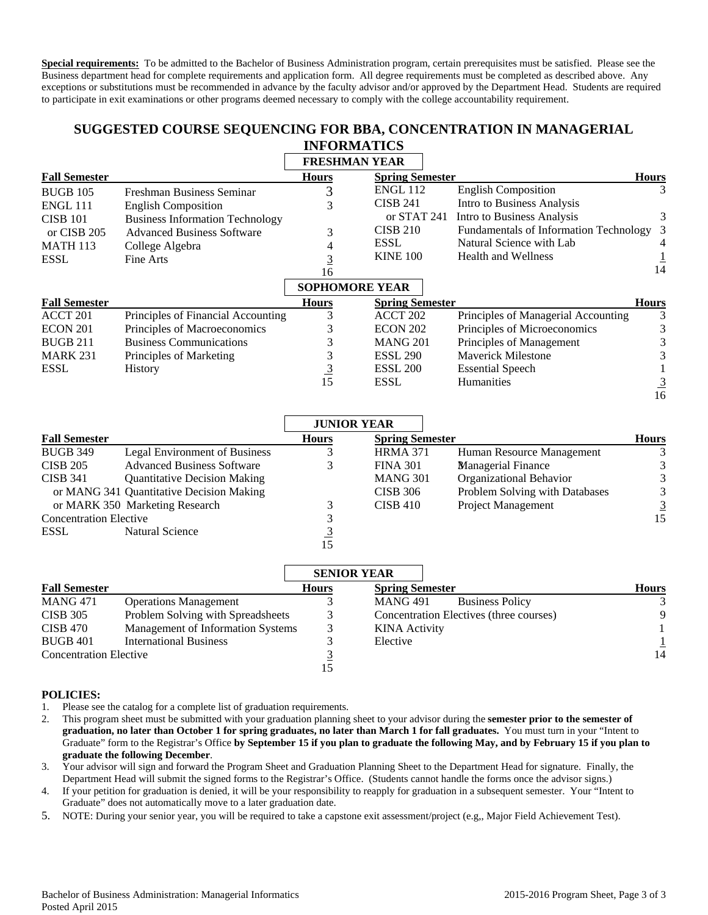**Special requirements:** To be admitted to the Bachelor of Business Administration program, certain prerequisites must be satisfied. Please see the Business department head for complete requirements and application form. All degree requirements must be completed as described above. Any exceptions or substitutions must be recommended in advance by the faculty advisor and/or approved by the Department Head. Students are required to participate in exit examinations or other programs deemed necessary to comply with the college accountability requirement.

## SUGGESTED COURSE SEQUENCING FOR BBA, CONCENTRATION IN MANAGERIAL INFORMATICS

### FRESHMAN YEAR

| Fall Semester | | Hours | Spring Semester | | Hours |
|---|---|---|---|---|---|
| BUGB 105 | Freshman Business Seminar | 3 | ENGL 112 | English Composition | 3 |
| ENGL 111 | English Composition | 3 | CISB 241 | Intro to Business Analysis | |
| CISB 101 | Business Information Technology | | or STAT 241 | Intro to Business Analysis | 3 |
| or CISB 205 | Advanced Business Software | 3 | CISB 210 | Fundamentals of Information Technology | 3 |
| MATH 113 | College Algebra | 4 | ESSL | Natural Science with Lab | 4 |
| ESSL | Fine Arts | 3 | KINE 100 | Health and Wellness | 1 |
| | | 16 | | | 14 |

### SOPHOMORE YEAR

| Fall Semester | | Hours | Spring Semester | | Hours |
|---|---|---|---|---|---|
| ACCT 201 | Principles of Financial Accounting | 3 | ACCT 202 | Principles of Managerial Accounting | 3 |
| ECON 201 | Principles of Macroeconomics | 3 | ECON 202 | Principles of Microeconomics | 3 |
| BUGB 211 | Business Communications | 3 | MANG 201 | Principles of Management | 3 |
| MARK 231 | Principles of Marketing | 3 | ESSL 290 | Maverick Milestone | 3 |
| ESSL | History | 3 | ESSL 200 | Essential Speech | 1 |
| | | 15 | ESSL | Humanities | 3 |
| | | | | | 16 |

### JUNIOR YEAR

| Fall Semester | | Hours | Spring Semester | | Hours |
|---|---|---|---|---|---|
| BUGB 349 | Legal Environment of Business | 3 | HRMA 371 | Human Resource Management | 3 |
| CISB 205 | Advanced Business Software | 3 | FINA 301 | Managerial Finance | 3 |
| CISB 341 | Quantitative Decision Making | | MANG 301 | Organizational Behavior | 3 |
| or MANG 341 | Quantitative Decision Making | | CISB 306 | Problem Solving with Databases | 3 |
| or MARK 350 | Marketing Research | 3 | CISB 410 | Project Management | 3 |
| Concentration Elective | | 3 | | | 15 |
| ESSL | Natural Science | 3 | | | |
| | | 15 | | | |

### SENIOR YEAR

| Fall Semester | | Hours | Spring Semester | | Hours |
|---|---|---|---|---|---|
| MANG 471 | Operations Management | 3 | MANG 491 | Business Policy | 3 |
| CISB 305 | Problem Solving with Spreadsheets | 3 | Concentration Electives (three courses) | | 9 |
| CISB 470 | Management of Information Systems | 3 | KINA Activity | | 1 |
| BUGB 401 | International Business | 3 | Elective | | 1 |
| Concentration Elective | | 3 | | | 14 |
| | | 15 | | | |

**POLICIES:**

1. Please see the catalog for a complete list of graduation requirements.
2. This program sheet must be submitted with your graduation planning sheet to your advisor during the **semester prior to the semester of graduation, no later than October 1 for spring graduates, no later than March 1 for fall graduates.** You must turn in your "Intent to Graduate" form to the Registrar's Office **by September 15 if you plan to graduate the following May, and by February 15 if you plan to graduate the following December**.
3. Your advisor will sign and forward the Program Sheet and Graduation Planning Sheet to the Department Head for signature. Finally, the Department Head will submit the signed forms to the Registrar's Office. (Students cannot handle the forms once the advisor signs.)
4. If your petition for graduation is denied, it will be your responsibility to reapply for graduation in a subsequent semester. Your "Intent to Graduate" does not automatically move to a later graduation date.
5. NOTE: During your senior year, you will be required to take a capstone exit assessment/project (e.g,, Major Field Achievement Test).

Bachelor of Business Administration: Managerial Informatics
Posted April 2015
2015-2016 Program Sheet